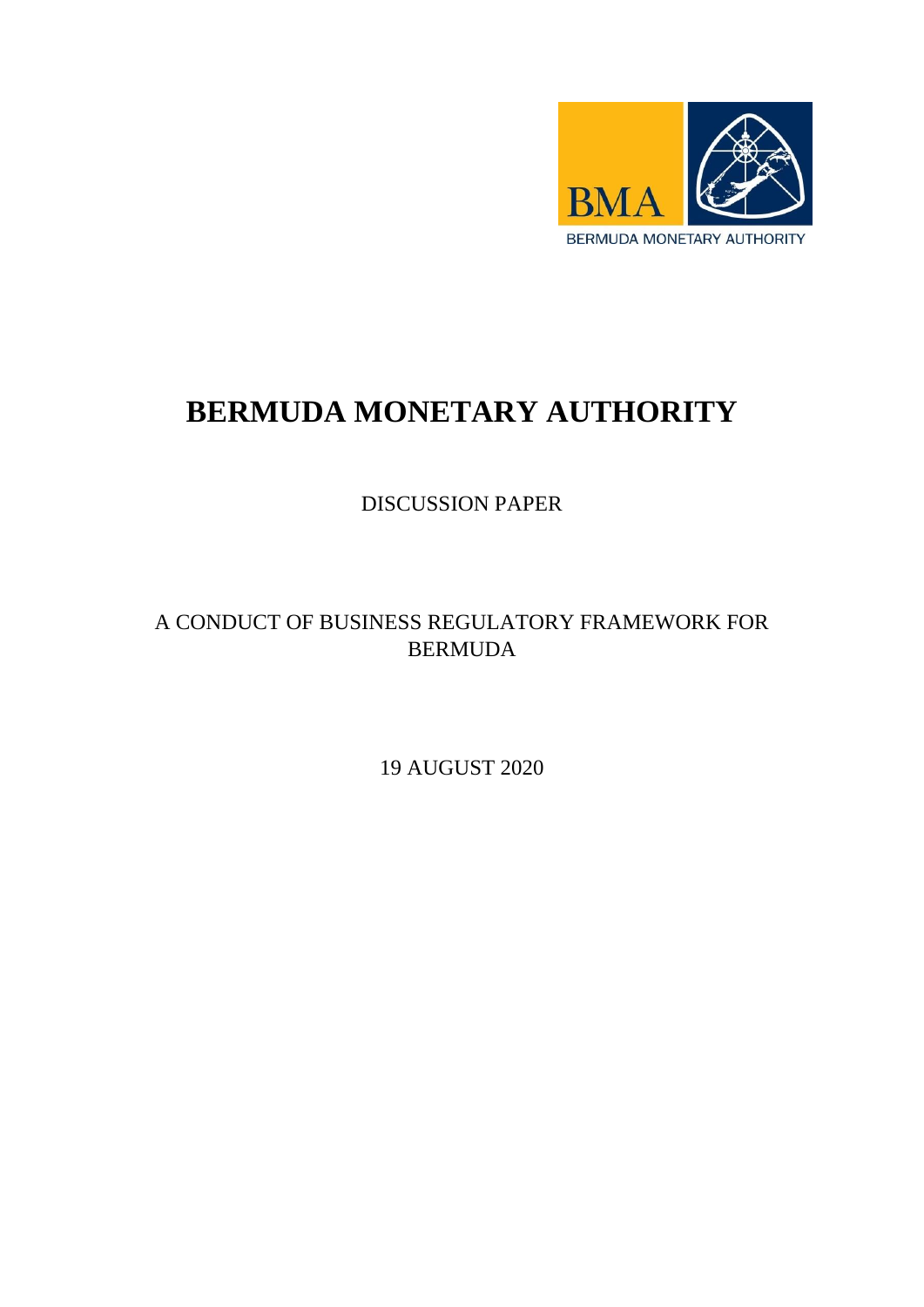BMA

BERMUDA MONETARY AUTHORITY

# BERMUDA MONETARY AUTHORITY

DISCUSSION PAPER

A CONDUCT OF BUSINESS REGULATORY FRAMEWORK FOR BERMUDA

19 AUGUST 2020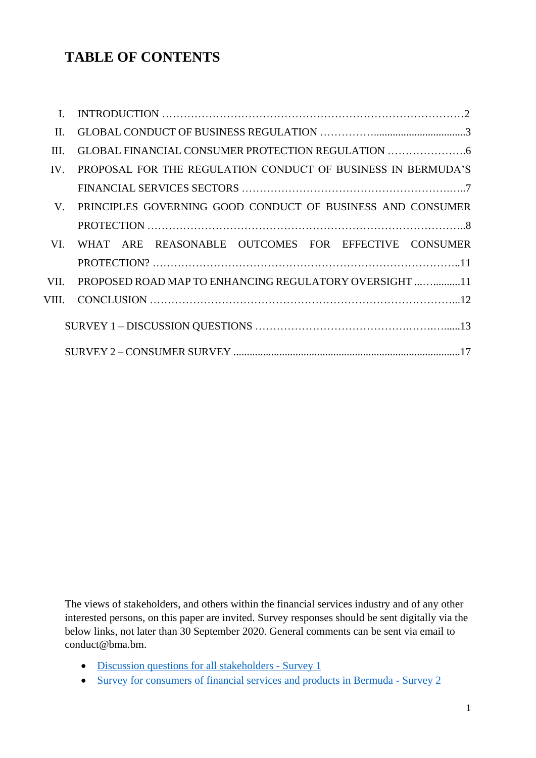# TABLE OF CONTENTS

| | | |
|---|---|---|
| I. | INTRODUCTION | 2 |
| II. | GLOBAL CONDUCT OF BUSINESS REGULATION | 3 |
| III. | GLOBAL FINANCIAL CONSUMER PROTECTION REGULATION | 6 |
| IV. | PROPOSAL FOR THE REGULATION CONDUCT OF BUSINESS IN BERMUDA'S FINANCIAL SERVICES SECTORS | 7 |
| V. | PRINCIPLES GOVERNING GOOD CONDUCT OF BUSINESS AND CONSUMER PROTECTION | 8 |
| VI. | WHAT ARE REASONABLE OUTCOMES FOR EFFECTIVE CONSUMER PROTECTION? | 11 |
| VII. | PROPOSED ROAD MAP TO ENHANCING REGULATORY OVERSIGHT | 11 |
| VIII. | CONCLUSION | 12 |
| | SURVEY 1 – DISCUSSION QUESTIONS | 13 |
| | SURVEY 2 – CONSUMER SURVEY | 17 |

The views of stakeholders, and others within the financial services industry and of any other interested persons, on this paper are invited. Survey responses should be sent digitally via the below links, not later than 30 September 2020. General comments can be sent via email to conduct@bma.bm.

- Discussion questions for all stakeholders - Survey 1
- Survey for consumers of financial services and products in Bermuda - Survey 2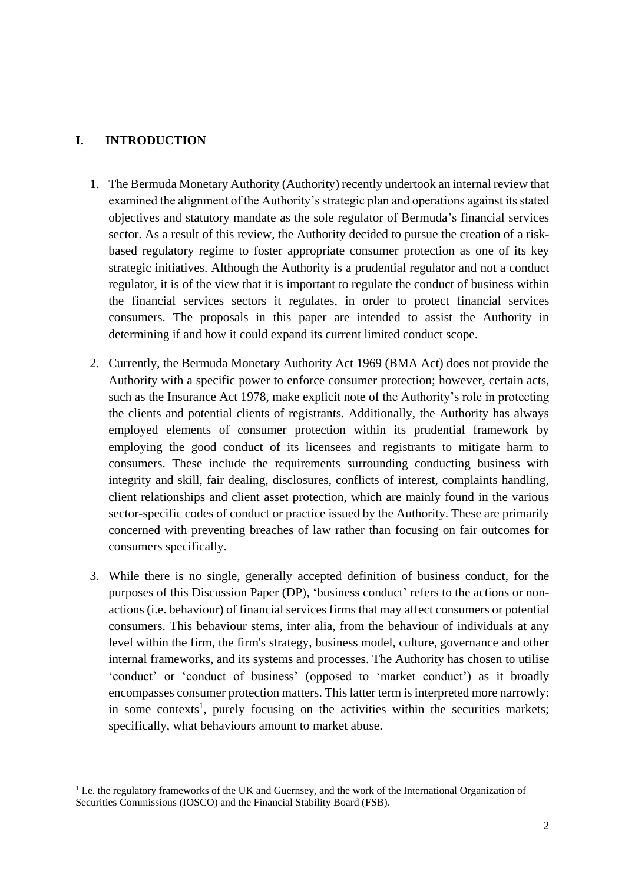## I. INTRODUCTION

1. The Bermuda Monetary Authority (Authority) recently undertook an internal review that examined the alignment of the Authority's strategic plan and operations against its stated objectives and statutory mandate as the sole regulator of Bermuda's financial services sector. As a result of this review, the Authority decided to pursue the creation of a risk-based regulatory regime to foster appropriate consumer protection as one of its key strategic initiatives. Although the Authority is a prudential regulator and not a conduct regulator, it is of the view that it is important to regulate the conduct of business within the financial services sectors it regulates, in order to protect financial services consumers. The proposals in this paper are intended to assist the Authority in determining if and how it could expand its current limited conduct scope.

2. Currently, the Bermuda Monetary Authority Act 1969 (BMA Act) does not provide the Authority with a specific power to enforce consumer protection; however, certain acts, such as the Insurance Act 1978, make explicit note of the Authority's role in protecting the clients and potential clients of registrants. Additionally, the Authority has always employed elements of consumer protection within its prudential framework by employing the good conduct of its licensees and registrants to mitigate harm to consumers. These include the requirements surrounding conducting business with integrity and skill, fair dealing, disclosures, conflicts of interest, complaints handling, client relationships and client asset protection, which are mainly found in the various sector-specific codes of conduct or practice issued by the Authority. These are primarily concerned with preventing breaches of law rather than focusing on fair outcomes for consumers specifically.

3. While there is no single, generally accepted definition of business conduct, for the purposes of this Discussion Paper (DP), 'business conduct' refers to the actions or non-actions (i.e. behaviour) of financial services firms that may affect consumers or potential consumers. This behaviour stems, inter alia, from the behaviour of individuals at any level within the firm, the firm's strategy, business model, culture, governance and other internal frameworks, and its systems and processes. The Authority has chosen to utilise 'conduct' or 'conduct of business' (opposed to 'market conduct') as it broadly encompasses consumer protection matters. This latter term is interpreted more narrowly: in some contexts[1], purely focusing on the activities within the securities markets; specifically, what behaviours amount to market abuse.

---

[1] I.e. the regulatory frameworks of the UK and Guernsey, and the work of the International Organization of Securities Commissions (IOSCO) and the Financial Stability Board (FSB).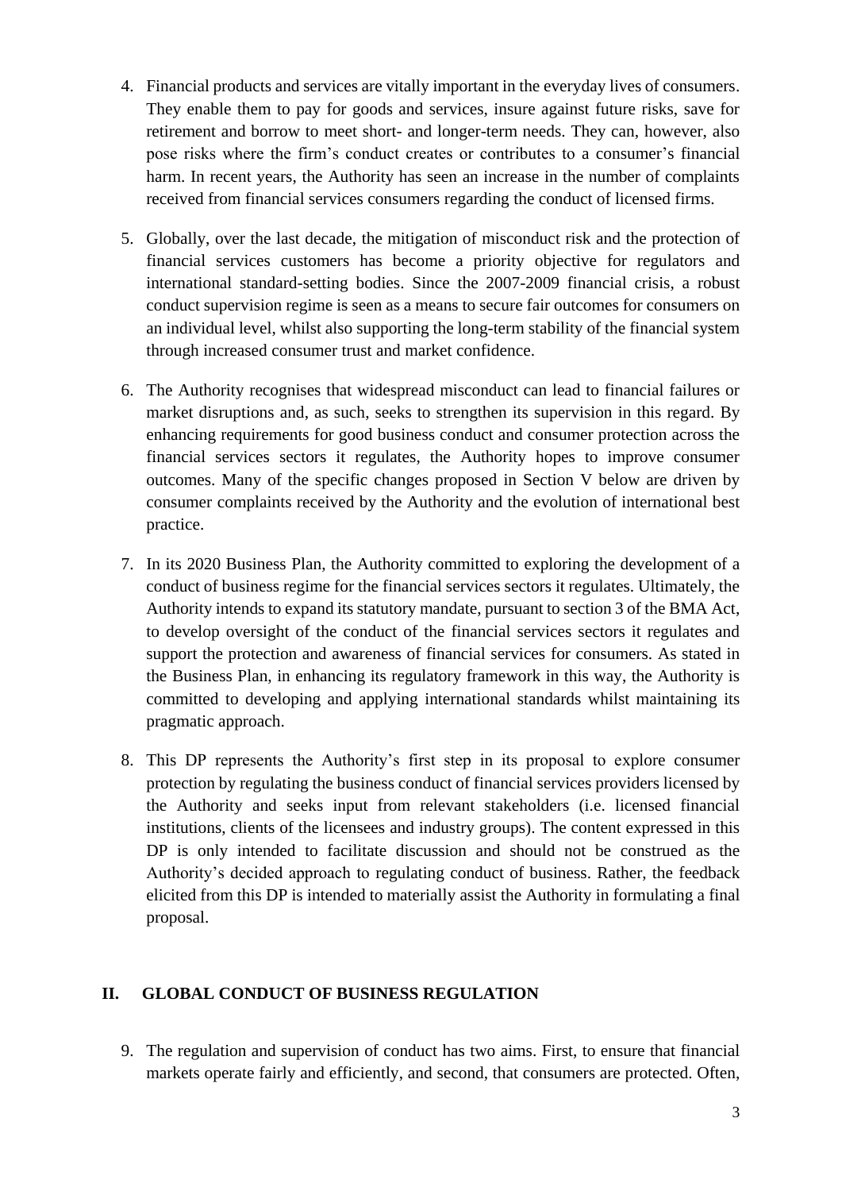4. Financial products and services are vitally important in the everyday lives of consumers. They enable them to pay for goods and services, insure against future risks, save for retirement and borrow to meet short- and longer-term needs. They can, however, also pose risks where the firm's conduct creates or contributes to a consumer's financial harm. In recent years, the Authority has seen an increase in the number of complaints received from financial services consumers regarding the conduct of licensed firms.

5. Globally, over the last decade, the mitigation of misconduct risk and the protection of financial services customers has become a priority objective for regulators and international standard-setting bodies. Since the 2007-2009 financial crisis, a robust conduct supervision regime is seen as a means to secure fair outcomes for consumers on an individual level, whilst also supporting the long-term stability of the financial system through increased consumer trust and market confidence.

6. The Authority recognises that widespread misconduct can lead to financial failures or market disruptions and, as such, seeks to strengthen its supervision in this regard. By enhancing requirements for good business conduct and consumer protection across the financial services sectors it regulates, the Authority hopes to improve consumer outcomes. Many of the specific changes proposed in Section V below are driven by consumer complaints received by the Authority and the evolution of international best practice.

7. In its 2020 Business Plan, the Authority committed to exploring the development of a conduct of business regime for the financial services sectors it regulates. Ultimately, the Authority intends to expand its statutory mandate, pursuant to section 3 of the BMA Act, to develop oversight of the conduct of the financial services sectors it regulates and support the protection and awareness of financial services for consumers. As stated in the Business Plan, in enhancing its regulatory framework in this way, the Authority is committed to developing and applying international standards whilst maintaining its pragmatic approach.

8. This DP represents the Authority's first step in its proposal to explore consumer protection by regulating the business conduct of financial services providers licensed by the Authority and seeks input from relevant stakeholders (i.e. licensed financial institutions, clients of the licensees and industry groups). The content expressed in this DP is only intended to facilitate discussion and should not be construed as the Authority's decided approach to regulating conduct of business. Rather, the feedback elicited from this DP is intended to materially assist the Authority in formulating a final proposal.

## II. GLOBAL CONDUCT OF BUSINESS REGULATION

9. The regulation and supervision of conduct has two aims. First, to ensure that financial markets operate fairly and efficiently, and second, that consumers are protected. Often,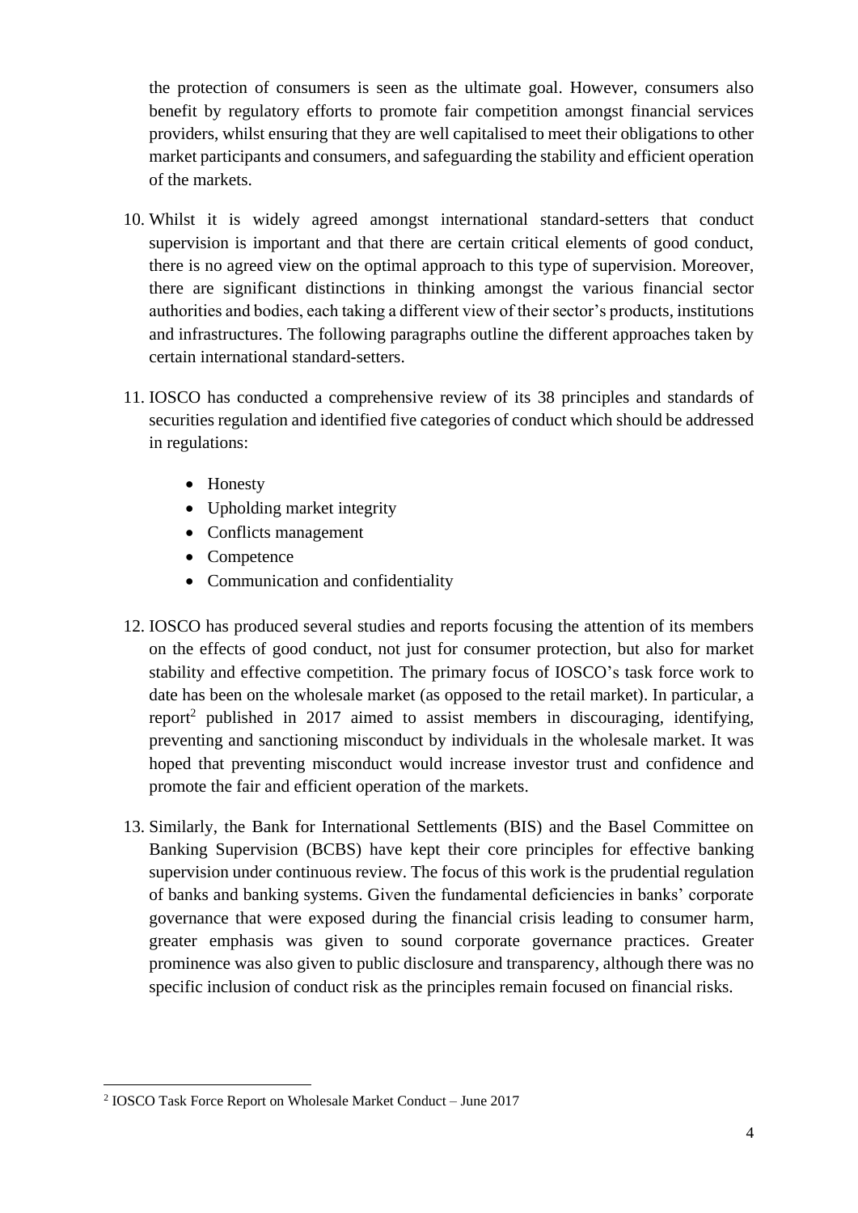the protection of consumers is seen as the ultimate goal. However, consumers also benefit by regulatory efforts to promote fair competition amongst financial services providers, whilst ensuring that they are well capitalised to meet their obligations to other market participants and consumers, and safeguarding the stability and efficient operation of the markets.

10. Whilst it is widely agreed amongst international standard-setters that conduct supervision is important and that there are certain critical elements of good conduct, there is no agreed view on the optimal approach to this type of supervision. Moreover, there are significant distinctions in thinking amongst the various financial sector authorities and bodies, each taking a different view of their sector's products, institutions and infrastructures. The following paragraphs outline the different approaches taken by certain international standard-setters.

11. IOSCO has conducted a comprehensive review of its 38 principles and standards of securities regulation and identified five categories of conduct which should be addressed in regulations:

    - Honesty
    - Upholding market integrity
    - Conflicts management
    - Competence
    - Communication and confidentiality

12. IOSCO has produced several studies and reports focusing the attention of its members on the effects of good conduct, not just for consumer protection, but also for market stability and effective competition. The primary focus of IOSCO's task force work to date has been on the wholesale market (as opposed to the retail market). In particular, a report[2] published in 2017 aimed to assist members in discouraging, identifying, preventing and sanctioning misconduct by individuals in the wholesale market. It was hoped that preventing misconduct would increase investor trust and confidence and promote the fair and efficient operation of the markets.

13. Similarly, the Bank for International Settlements (BIS) and the Basel Committee on Banking Supervision (BCBS) have kept their core principles for effective banking supervision under continuous review. The focus of this work is the prudential regulation of banks and banking systems. Given the fundamental deficiencies in banks' corporate governance that were exposed during the financial crisis leading to consumer harm, greater emphasis was given to sound corporate governance practices. Greater prominence was also given to public disclosure and transparency, although there was no specific inclusion of conduct risk as the principles remain focused on financial risks.

[2] IOSCO Task Force Report on Wholesale Market Conduct – June 2017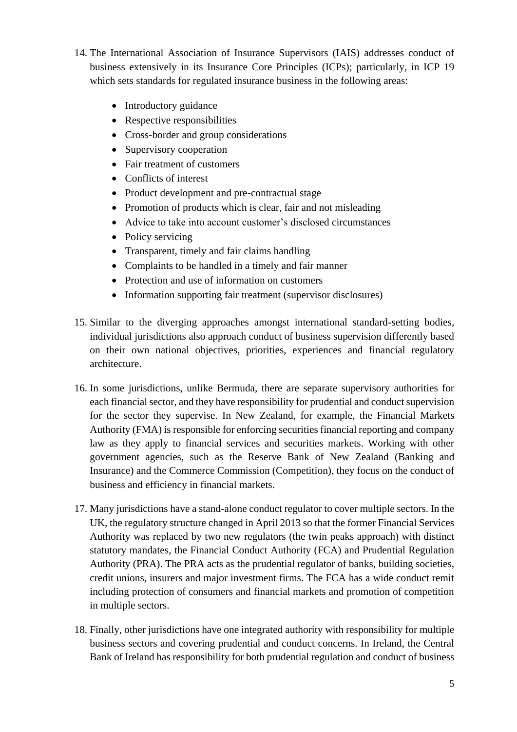14. The International Association of Insurance Supervisors (IAIS) addresses conduct of business extensively in its Insurance Core Principles (ICPs); particularly, in ICP 19 which sets standards for regulated insurance business in the following areas:

    - Introductory guidance
    - Respective responsibilities
    - Cross-border and group considerations
    - Supervisory cooperation
    - Fair treatment of customers
    - Conflicts of interest
    - Product development and pre-contractual stage
    - Promotion of products which is clear, fair and not misleading
    - Advice to take into account customer's disclosed circumstances
    - Policy servicing
    - Transparent, timely and fair claims handling
    - Complaints to be handled in a timely and fair manner
    - Protection and use of information on customers
    - Information supporting fair treatment (supervisor disclosures)

15. Similar to the diverging approaches amongst international standard-setting bodies, individual jurisdictions also approach conduct of business supervision differently based on their own national objectives, priorities, experiences and financial regulatory architecture.

16. In some jurisdictions, unlike Bermuda, there are separate supervisory authorities for each financial sector, and they have responsibility for prudential and conduct supervision for the sector they supervise. In New Zealand, for example, the Financial Markets Authority (FMA) is responsible for enforcing securities financial reporting and company law as they apply to financial services and securities markets. Working with other government agencies, such as the Reserve Bank of New Zealand (Banking and Insurance) and the Commerce Commission (Competition), they focus on the conduct of business and efficiency in financial markets.

17. Many jurisdictions have a stand-alone conduct regulator to cover multiple sectors. In the UK, the regulatory structure changed in April 2013 so that the former Financial Services Authority was replaced by two new regulators (the twin peaks approach) with distinct statutory mandates, the Financial Conduct Authority (FCA) and Prudential Regulation Authority (PRA). The PRA acts as the prudential regulator of banks, building societies, credit unions, insurers and major investment firms. The FCA has a wide conduct remit including protection of consumers and financial markets and promotion of competition in multiple sectors.

18. Finally, other jurisdictions have one integrated authority with responsibility for multiple business sectors and covering prudential and conduct concerns. In Ireland, the Central Bank of Ireland has responsibility for both prudential regulation and conduct of business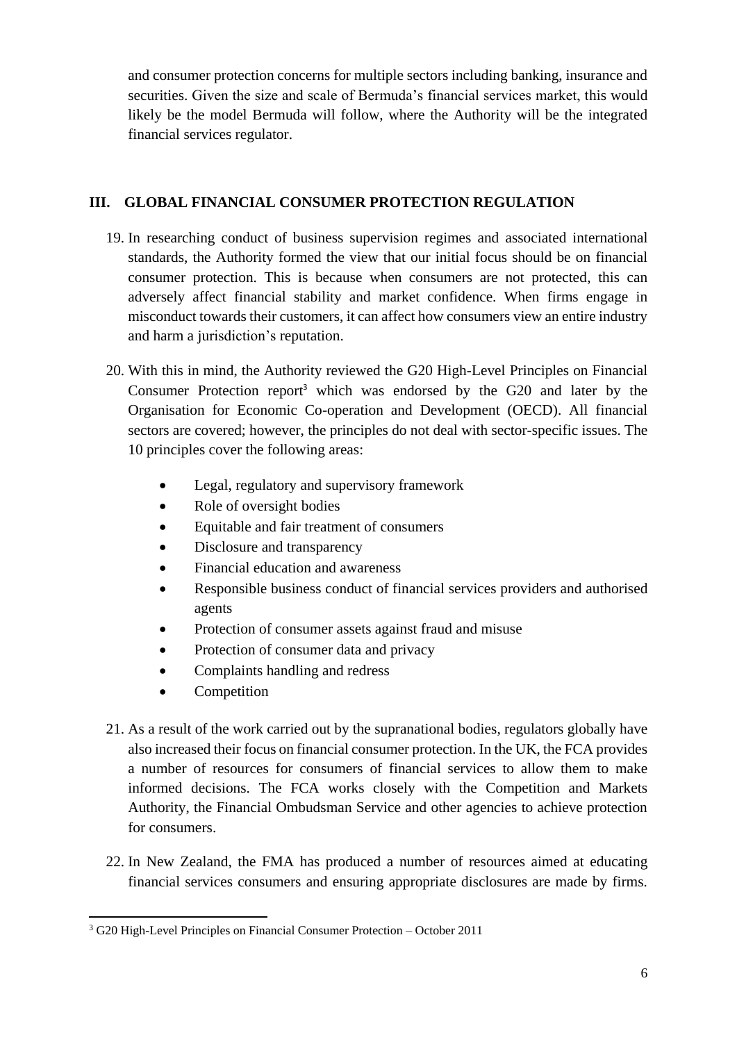and consumer protection concerns for multiple sectors including banking, insurance and securities. Given the size and scale of Bermuda's financial services market, this would likely be the model Bermuda will follow, where the Authority will be the integrated financial services regulator.

## III. GLOBAL FINANCIAL CONSUMER PROTECTION REGULATION

19. In researching conduct of business supervision regimes and associated international standards, the Authority formed the view that our initial focus should be on financial consumer protection. This is because when consumers are not protected, this can adversely affect financial stability and market confidence. When firms engage in misconduct towards their customers, it can affect how consumers view an entire industry and harm a jurisdiction's reputation.

20. With this in mind, the Authority reviewed the G20 High-Level Principles on Financial Consumer Protection report[3] which was endorsed by the G20 and later by the Organisation for Economic Co-operation and Development (OECD). All financial sectors are covered; however, the principles do not deal with sector-specific issues. The 10 principles cover the following areas:

    - Legal, regulatory and supervisory framework
    - Role of oversight bodies
    - Equitable and fair treatment of consumers
    - Disclosure and transparency
    - Financial education and awareness
    - Responsible business conduct of financial services providers and authorised agents
    - Protection of consumer assets against fraud and misuse
    - Protection of consumer data and privacy
    - Complaints handling and redress
    - Competition

21. As a result of the work carried out by the supranational bodies, regulators globally have also increased their focus on financial consumer protection. In the UK, the FCA provides a number of resources for consumers of financial services to allow them to make informed decisions. The FCA works closely with the Competition and Markets Authority, the Financial Ombudsman Service and other agencies to achieve protection for consumers.

22. In New Zealand, the FMA has produced a number of resources aimed at educating financial services consumers and ensuring appropriate disclosures are made by firms.

---

[3] G20 High-Level Principles on Financial Consumer Protection – October 2011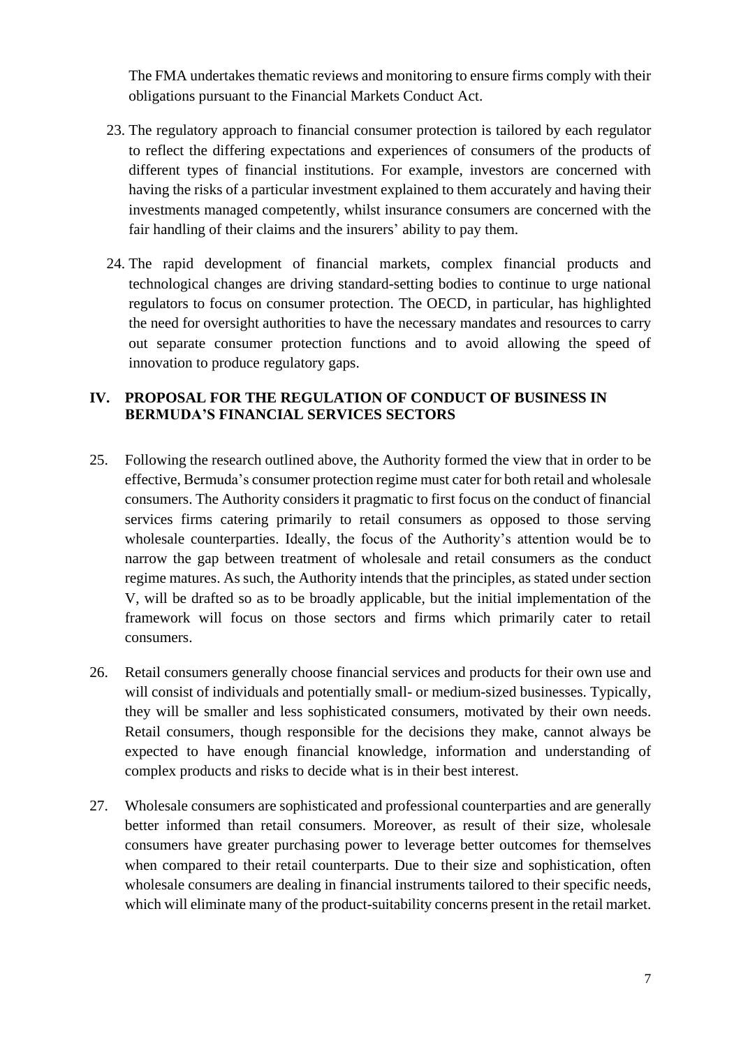The FMA undertakes thematic reviews and monitoring to ensure firms comply with their obligations pursuant to the Financial Markets Conduct Act.

23. The regulatory approach to financial consumer protection is tailored by each regulator to reflect the differing expectations and experiences of consumers of the products of different types of financial institutions. For example, investors are concerned with having the risks of a particular investment explained to them accurately and having their investments managed competently, whilst insurance consumers are concerned with the fair handling of their claims and the insurers' ability to pay them.

24. The rapid development of financial markets, complex financial products and technological changes are driving standard-setting bodies to continue to urge national regulators to focus on consumer protection. The OECD, in particular, has highlighted the need for oversight authorities to have the necessary mandates and resources to carry out separate consumer protection functions and to avoid allowing the speed of innovation to produce regulatory gaps.

## IV. PROPOSAL FOR THE REGULATION OF CONDUCT OF BUSINESS IN BERMUDA'S FINANCIAL SERVICES SECTORS

25. Following the research outlined above, the Authority formed the view that in order to be effective, Bermuda's consumer protection regime must cater for both retail and wholesale consumers. The Authority considers it pragmatic to first focus on the conduct of financial services firms catering primarily to retail consumers as opposed to those serving wholesale counterparties. Ideally, the focus of the Authority's attention would be to narrow the gap between treatment of wholesale and retail consumers as the conduct regime matures. As such, the Authority intends that the principles, as stated under section V, will be drafted so as to be broadly applicable, but the initial implementation of the framework will focus on those sectors and firms which primarily cater to retail consumers.

26. Retail consumers generally choose financial services and products for their own use and will consist of individuals and potentially small- or medium-sized businesses. Typically, they will be smaller and less sophisticated consumers, motivated by their own needs. Retail consumers, though responsible for the decisions they make, cannot always be expected to have enough financial knowledge, information and understanding of complex products and risks to decide what is in their best interest.

27. Wholesale consumers are sophisticated and professional counterparties and are generally better informed than retail consumers. Moreover, as result of their size, wholesale consumers have greater purchasing power to leverage better outcomes for themselves when compared to their retail counterparts. Due to their size and sophistication, often wholesale consumers are dealing in financial instruments tailored to their specific needs, which will eliminate many of the product-suitability concerns present in the retail market.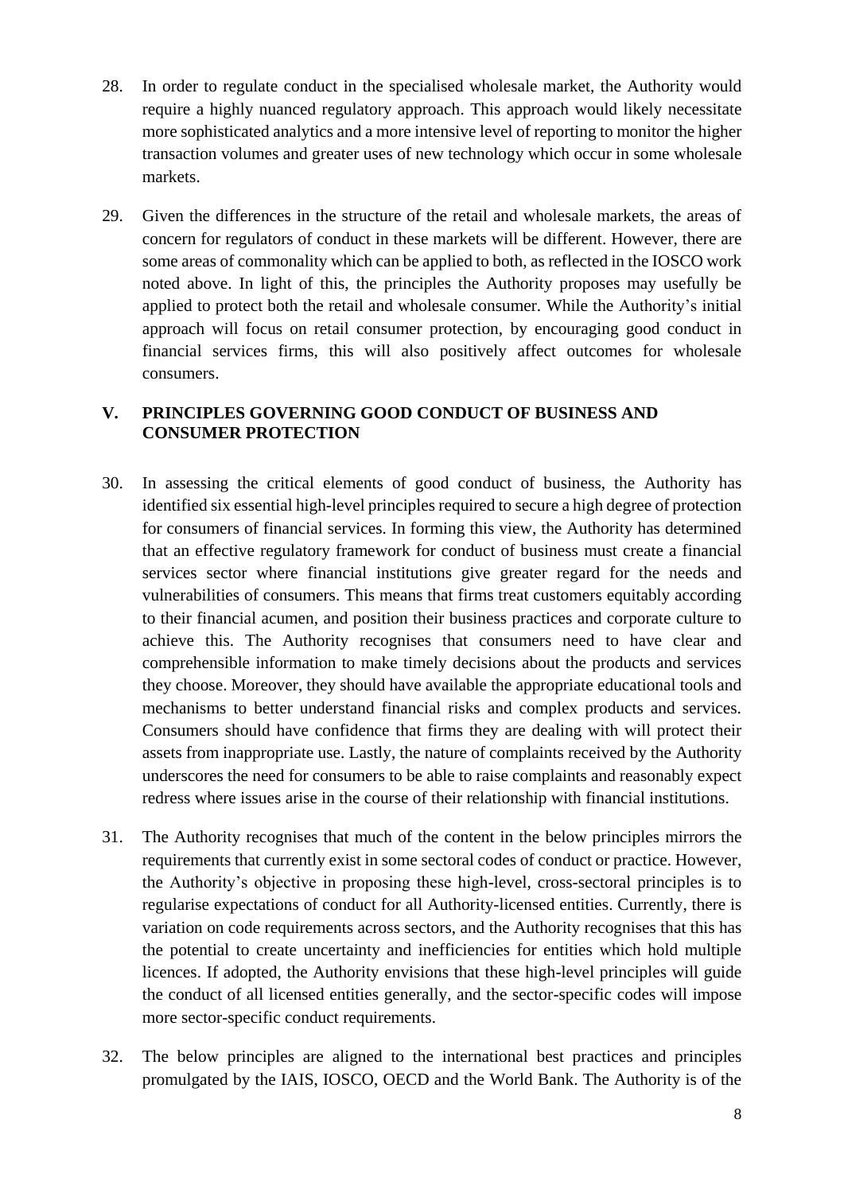28. In order to regulate conduct in the specialised wholesale market, the Authority would require a highly nuanced regulatory approach. This approach would likely necessitate more sophisticated analytics and a more intensive level of reporting to monitor the higher transaction volumes and greater uses of new technology which occur in some wholesale markets.

29. Given the differences in the structure of the retail and wholesale markets, the areas of concern for regulators of conduct in these markets will be different. However, there are some areas of commonality which can be applied to both, as reflected in the IOSCO work noted above. In light of this, the principles the Authority proposes may usefully be applied to protect both the retail and wholesale consumer. While the Authority's initial approach will focus on retail consumer protection, by encouraging good conduct in financial services firms, this will also positively affect outcomes for wholesale consumers.

## V. PRINCIPLES GOVERNING GOOD CONDUCT OF BUSINESS AND CONSUMER PROTECTION

30. In assessing the critical elements of good conduct of business, the Authority has identified six essential high-level principles required to secure a high degree of protection for consumers of financial services. In forming this view, the Authority has determined that an effective regulatory framework for conduct of business must create a financial services sector where financial institutions give greater regard for the needs and vulnerabilities of consumers. This means that firms treat customers equitably according to their financial acumen, and position their business practices and corporate culture to achieve this. The Authority recognises that consumers need to have clear and comprehensible information to make timely decisions about the products and services they choose. Moreover, they should have available the appropriate educational tools and mechanisms to better understand financial risks and complex products and services. Consumers should have confidence that firms they are dealing with will protect their assets from inappropriate use. Lastly, the nature of complaints received by the Authority underscores the need for consumers to be able to raise complaints and reasonably expect redress where issues arise in the course of their relationship with financial institutions.

31. The Authority recognises that much of the content in the below principles mirrors the requirements that currently exist in some sectoral codes of conduct or practice. However, the Authority's objective in proposing these high-level, cross-sectoral principles is to regularise expectations of conduct for all Authority-licensed entities. Currently, there is variation on code requirements across sectors, and the Authority recognises that this has the potential to create uncertainty and inefficiencies for entities which hold multiple licences. If adopted, the Authority envisions that these high-level principles will guide the conduct of all licensed entities generally, and the sector-specific codes will impose more sector-specific conduct requirements.

32. The below principles are aligned to the international best practices and principles promulgated by the IAIS, IOSCO, OECD and the World Bank. The Authority is of the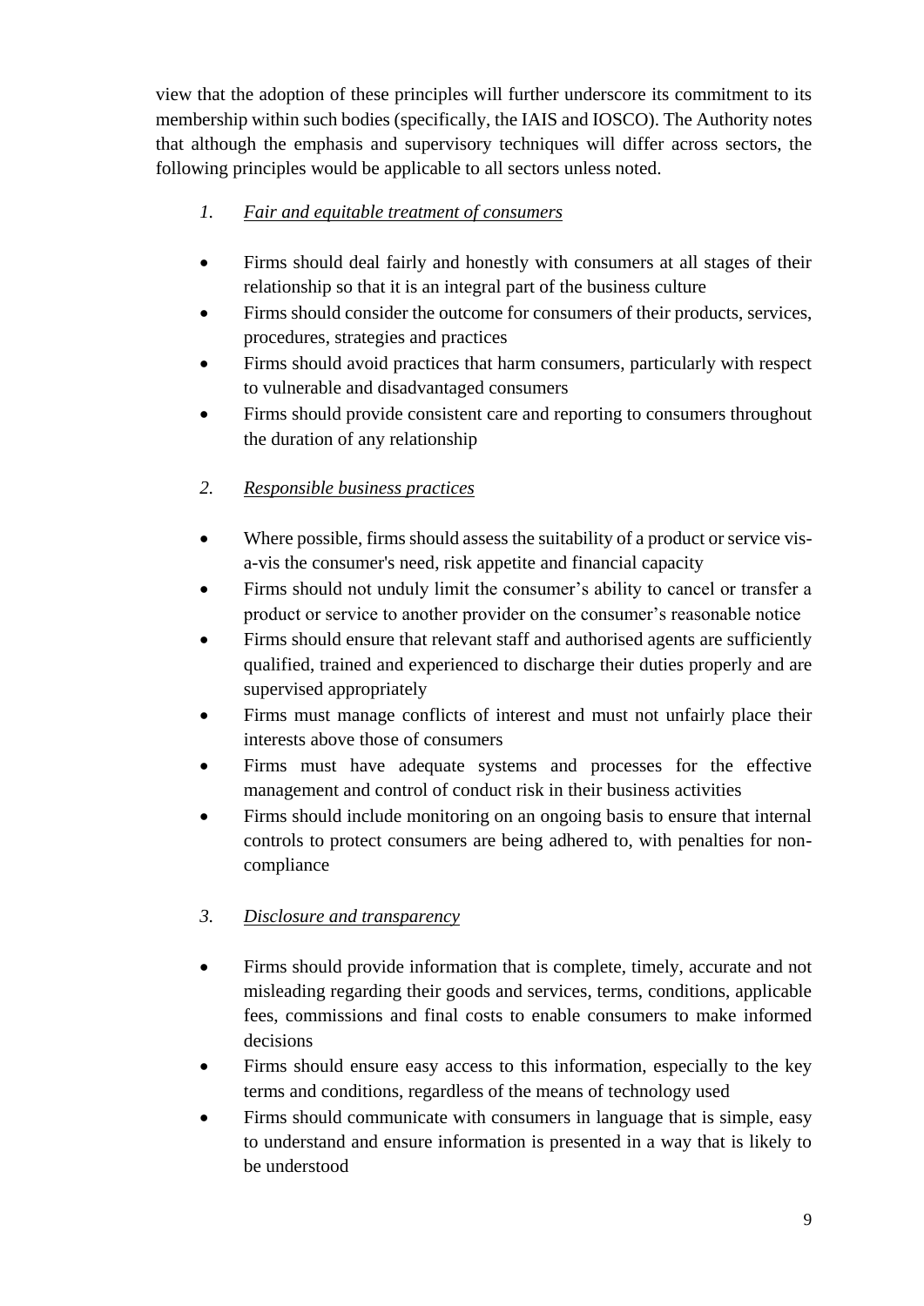view that the adoption of these principles will further underscore its commitment to its membership within such bodies (specifically, the IAIS and IOSCO). The Authority notes that although the emphasis and supervisory techniques will differ across sectors, the following principles would be applicable to all sectors unless noted.

1. *Fair and equitable treatment of consumers*

- Firms should deal fairly and honestly with consumers at all stages of their relationship so that it is an integral part of the business culture
- Firms should consider the outcome for consumers of their products, services, procedures, strategies and practices
- Firms should avoid practices that harm consumers, particularly with respect to vulnerable and disadvantaged consumers
- Firms should provide consistent care and reporting to consumers throughout the duration of any relationship

2. *Responsible business practices*

- Where possible, firms should assess the suitability of a product or service vis-a-vis the consumer's need, risk appetite and financial capacity
- Firms should not unduly limit the consumer's ability to cancel or transfer a product or service to another provider on the consumer's reasonable notice
- Firms should ensure that relevant staff and authorised agents are sufficiently qualified, trained and experienced to discharge their duties properly and are supervised appropriately
- Firms must manage conflicts of interest and must not unfairly place their interests above those of consumers
- Firms must have adequate systems and processes for the effective management and control of conduct risk in their business activities
- Firms should include monitoring on an ongoing basis to ensure that internal controls to protect consumers are being adhered to, with penalties for non-compliance

3. *Disclosure and transparency*

- Firms should provide information that is complete, timely, accurate and not misleading regarding their goods and services, terms, conditions, applicable fees, commissions and final costs to enable consumers to make informed decisions
- Firms should ensure easy access to this information, especially to the key terms and conditions, regardless of the means of technology used
- Firms should communicate with consumers in language that is simple, easy to understand and ensure information is presented in a way that is likely to be understood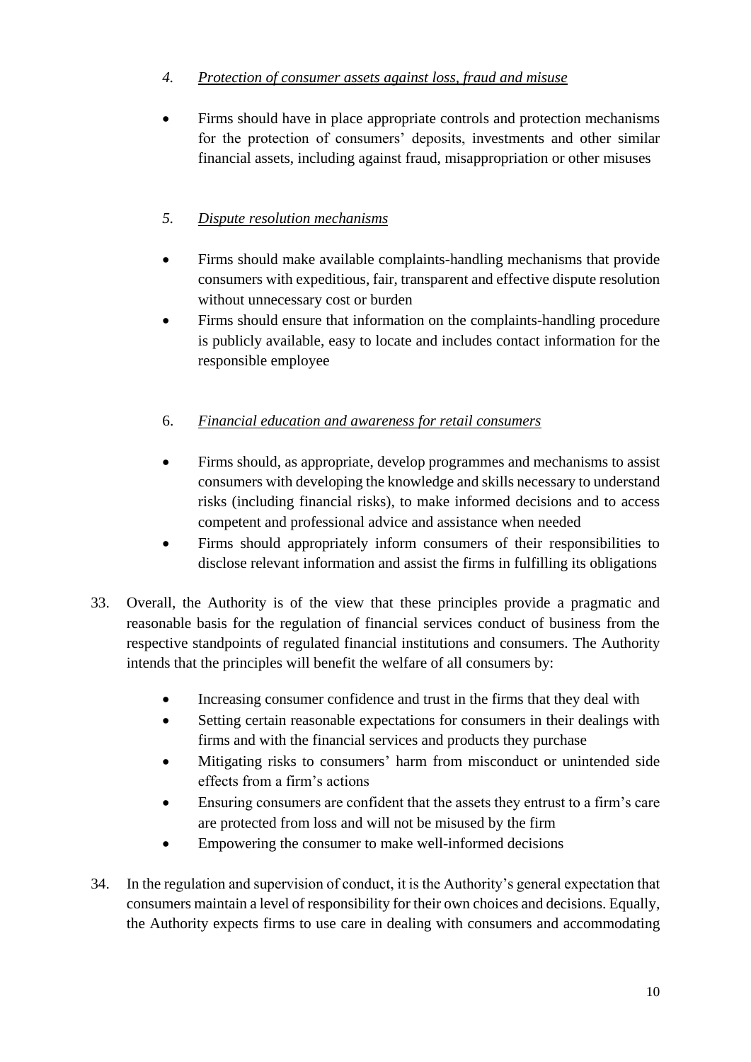4. *Protection of consumer assets against loss, fraud and misuse*

- Firms should have in place appropriate controls and protection mechanisms for the protection of consumers' deposits, investments and other similar financial assets, including against fraud, misappropriation or other misuses

5. *Dispute resolution mechanisms*

- Firms should make available complaints-handling mechanisms that provide consumers with expeditious, fair, transparent and effective dispute resolution without unnecessary cost or burden
- Firms should ensure that information on the complaints-handling procedure is publicly available, easy to locate and includes contact information for the responsible employee

6. *Financial education and awareness for retail consumers*

- Firms should, as appropriate, develop programmes and mechanisms to assist consumers with developing the knowledge and skills necessary to understand risks (including financial risks), to make informed decisions and to access competent and professional advice and assistance when needed
- Firms should appropriately inform consumers of their responsibilities to disclose relevant information and assist the firms in fulfilling its obligations

33. Overall, the Authority is of the view that these principles provide a pragmatic and reasonable basis for the regulation of financial services conduct of business from the respective standpoints of regulated financial institutions and consumers. The Authority intends that the principles will benefit the welfare of all consumers by:

    - Increasing consumer confidence and trust in the firms that they deal with
    - Setting certain reasonable expectations for consumers in their dealings with firms and with the financial services and products they purchase
    - Mitigating risks to consumers' harm from misconduct or unintended side effects from a firm's actions
    - Ensuring consumers are confident that the assets they entrust to a firm's care are protected from loss and will not be misused by the firm
    - Empowering the consumer to make well-informed decisions

34. In the regulation and supervision of conduct, it is the Authority's general expectation that consumers maintain a level of responsibility for their own choices and decisions. Equally, the Authority expects firms to use care in dealing with consumers and accommodating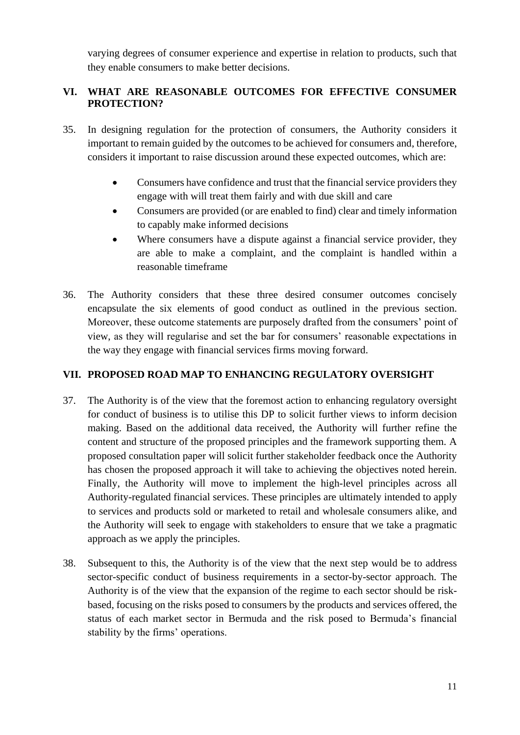varying degrees of consumer experience and expertise in relation to products, such that they enable consumers to make better decisions.

## VI. WHAT ARE REASONABLE OUTCOMES FOR EFFECTIVE CONSUMER PROTECTION?

35. In designing regulation for the protection of consumers, the Authority considers it important to remain guided by the outcomes to be achieved for consumers and, therefore, considers it important to raise discussion around these expected outcomes, which are:

    - Consumers have confidence and trust that the financial service providers they engage with will treat them fairly and with due skill and care
    - Consumers are provided (or are enabled to find) clear and timely information to capably make informed decisions
    - Where consumers have a dispute against a financial service provider, they are able to make a complaint, and the complaint is handled within a reasonable timeframe

36. The Authority considers that these three desired consumer outcomes concisely encapsulate the six elements of good conduct as outlined in the previous section. Moreover, these outcome statements are purposely drafted from the consumers' point of view, as they will regularise and set the bar for consumers' reasonable expectations in the way they engage with financial services firms moving forward.

## VII. PROPOSED ROAD MAP TO ENHANCING REGULATORY OVERSIGHT

37. The Authority is of the view that the foremost action to enhancing regulatory oversight for conduct of business is to utilise this DP to solicit further views to inform decision making. Based on the additional data received, the Authority will further refine the content and structure of the proposed principles and the framework supporting them. A proposed consultation paper will solicit further stakeholder feedback once the Authority has chosen the proposed approach it will take to achieving the objectives noted herein. Finally, the Authority will move to implement the high-level principles across all Authority-regulated financial services. These principles are ultimately intended to apply to services and products sold or marketed to retail and wholesale consumers alike, and the Authority will seek to engage with stakeholders to ensure that we take a pragmatic approach as we apply the principles.

38. Subsequent to this, the Authority is of the view that the next step would be to address sector-specific conduct of business requirements in a sector-by-sector approach. The Authority is of the view that the expansion of the regime to each sector should be risk-based, focusing on the risks posed to consumers by the products and services offered, the status of each market sector in Bermuda and the risk posed to Bermuda's financial stability by the firms' operations.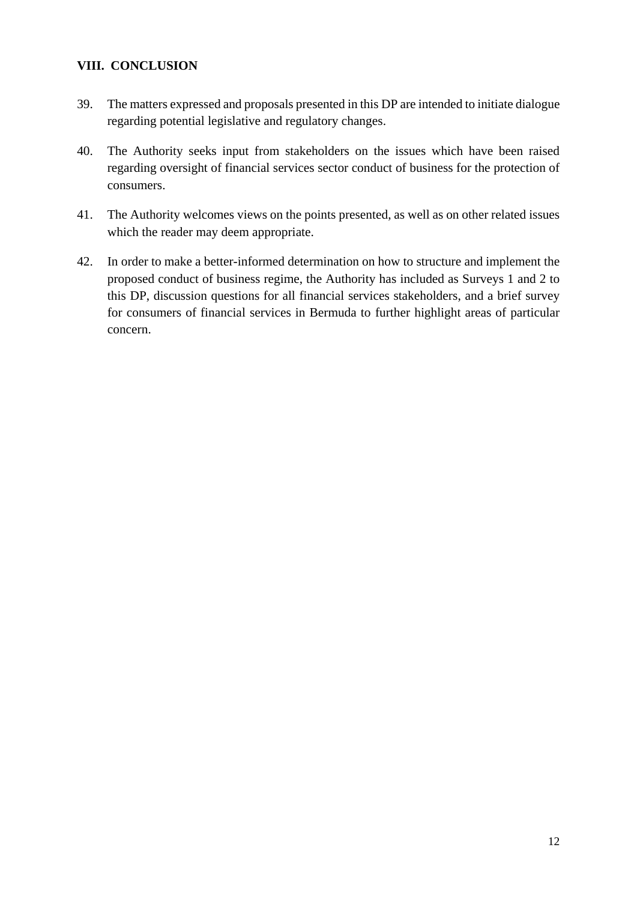## VIII. CONCLUSION

39. The matters expressed and proposals presented in this DP are intended to initiate dialogue regarding potential legislative and regulatory changes.

40. The Authority seeks input from stakeholders on the issues which have been raised regarding oversight of financial services sector conduct of business for the protection of consumers.

41. The Authority welcomes views on the points presented, as well as on other related issues which the reader may deem appropriate.

42. In order to make a better-informed determination on how to structure and implement the proposed conduct of business regime, the Authority has included as Surveys 1 and 2 to this DP, discussion questions for all financial services stakeholders, and a brief survey for consumers of financial services in Bermuda to further highlight areas of particular concern.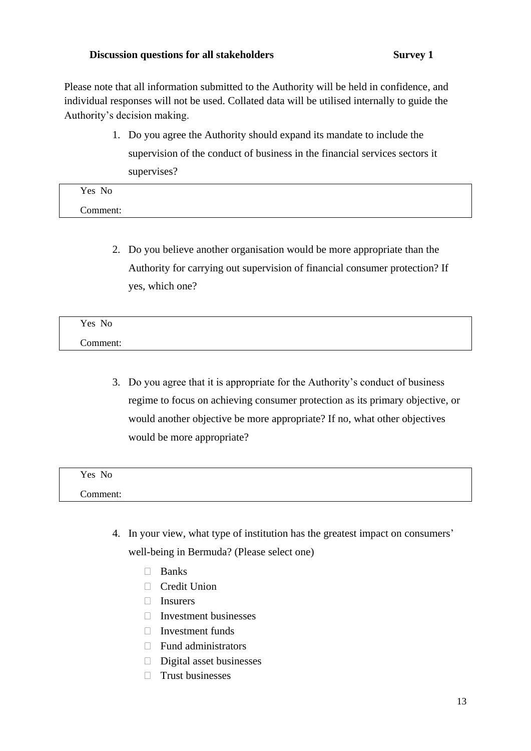**Discussion questions for all stakeholders** **Survey 1**

Please note that all information submitted to the Authority will be held in confidence, and individual responses will not be used. Collated data will be utilised internally to guide the Authority's decision making.

1. Do you agree the Authority should expand its mandate to include the supervision of the conduct of business in the financial services sectors it supervises?

| Yes No |
| --- |
| Comment: |

2. Do you believe another organisation would be more appropriate than the Authority for carrying out supervision of financial consumer protection? If yes, which one?

| Yes No |
| --- |
| Comment: |

3. Do you agree that it is appropriate for the Authority's conduct of business regime to focus on achieving consumer protection as its primary objective, or would another objective be more appropriate? If no, what other objectives would be more appropriate?

| Yes No |
| --- |
| Comment: |

4. In your view, what type of institution has the greatest impact on consumers' well-being in Bermuda? (Please select one)

   - ☐ Banks
   - ☐ Credit Union
   - ☐ Insurers
   - ☐ Investment businesses
   - ☐ Investment funds
   - ☐ Fund administrators
   - ☐ Digital asset businesses
   - ☐ Trust businesses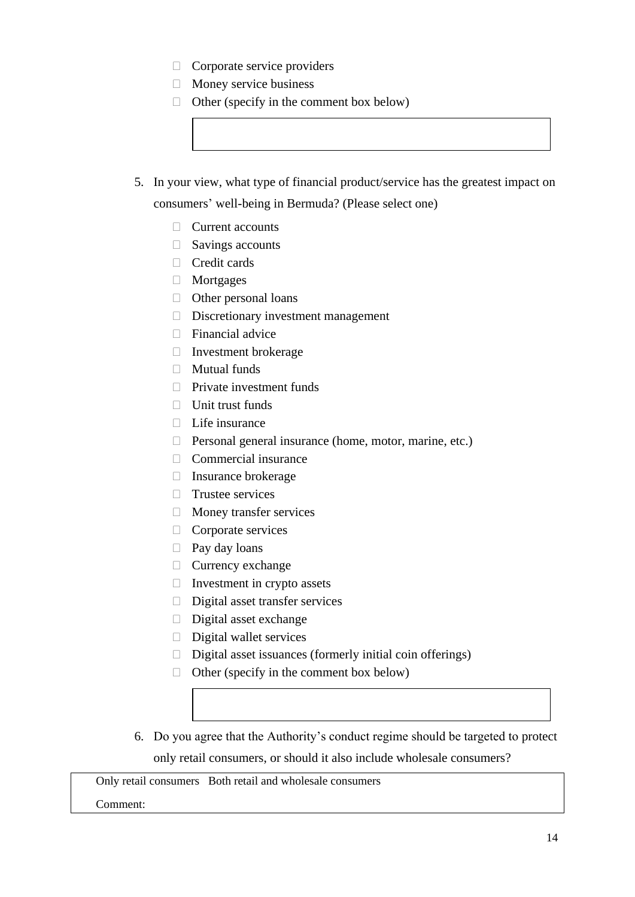- ☐ Corporate service providers
- ☐ Money service business
- ☐ Other (specify in the comment box below)

| |
|---|
| |

5. In your view, what type of financial product/service has the greatest impact on consumers' well-being in Bermuda? (Please select one)

- ☐ Current accounts
- ☐ Savings accounts
- ☐ Credit cards
- ☐ Mortgages
- ☐ Other personal loans
- ☐ Discretionary investment management
- ☐ Financial advice
- ☐ Investment brokerage
- ☐ Mutual funds
- ☐ Private investment funds
- ☐ Unit trust funds
- ☐ Life insurance
- ☐ Personal general insurance (home, motor, marine, etc.)
- ☐ Commercial insurance
- ☐ Insurance brokerage
- ☐ Trustee services
- ☐ Money transfer services
- ☐ Corporate services
- ☐ Pay day loans
- ☐ Currency exchange
- ☐ Investment in crypto assets
- ☐ Digital asset transfer services
- ☐ Digital asset exchange
- ☐ Digital wallet services
- ☐ Digital asset issuances (formerly initial coin offerings)
- ☐ Other (specify in the comment box below)

| |
|---|
| |

6. Do you agree that the Authority's conduct regime should be targeted to protect only retail consumers, or should it also include wholesale consumers?

| Only retail consumers   Both retail and wholesale consumers |
|---|
| Comment: |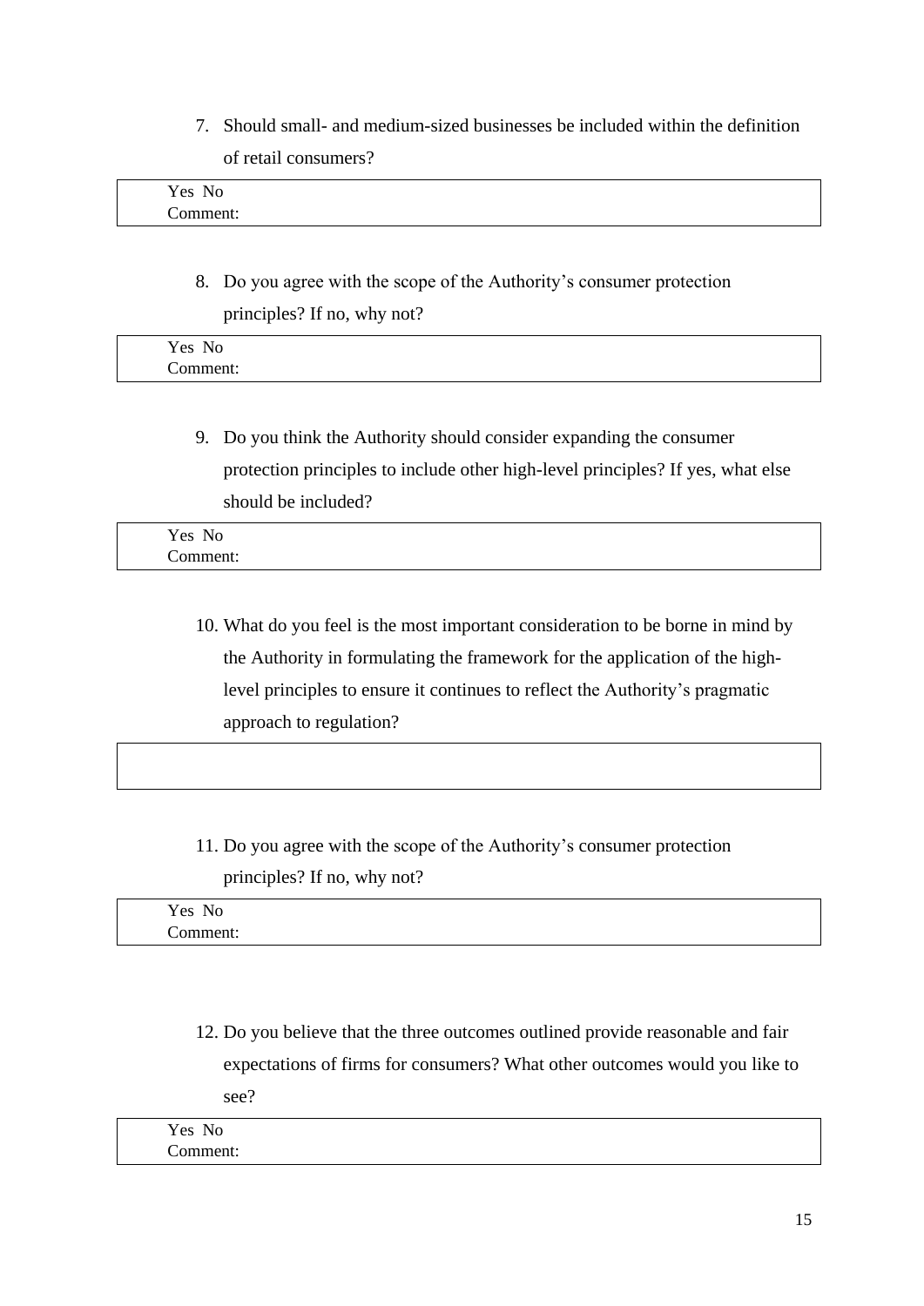7. Should small- and medium-sized businesses be included within the definition of retail consumers?

| Yes No<br>Comment: |
|---|

8. Do you agree with the scope of the Authority's consumer protection principles? If no, why not?

| Yes No<br>Comment: |
|---|

9. Do you think the Authority should consider expanding the consumer protection principles to include other high-level principles? If yes, what else should be included?

| Yes No<br>Comment: |
|---|

10. What do you feel is the most important consideration to be borne in mind by the Authority in formulating the framework for the application of the high-level principles to ensure it continues to reflect the Authority's pragmatic approach to regulation?

| |
|---|

11. Do you agree with the scope of the Authority's consumer protection principles? If no, why not?

| Yes No<br>Comment: |
|---|

12. Do you believe that the three outcomes outlined provide reasonable and fair expectations of firms for consumers? What other outcomes would you like to see?

| Yes No<br>Comment: |
|---|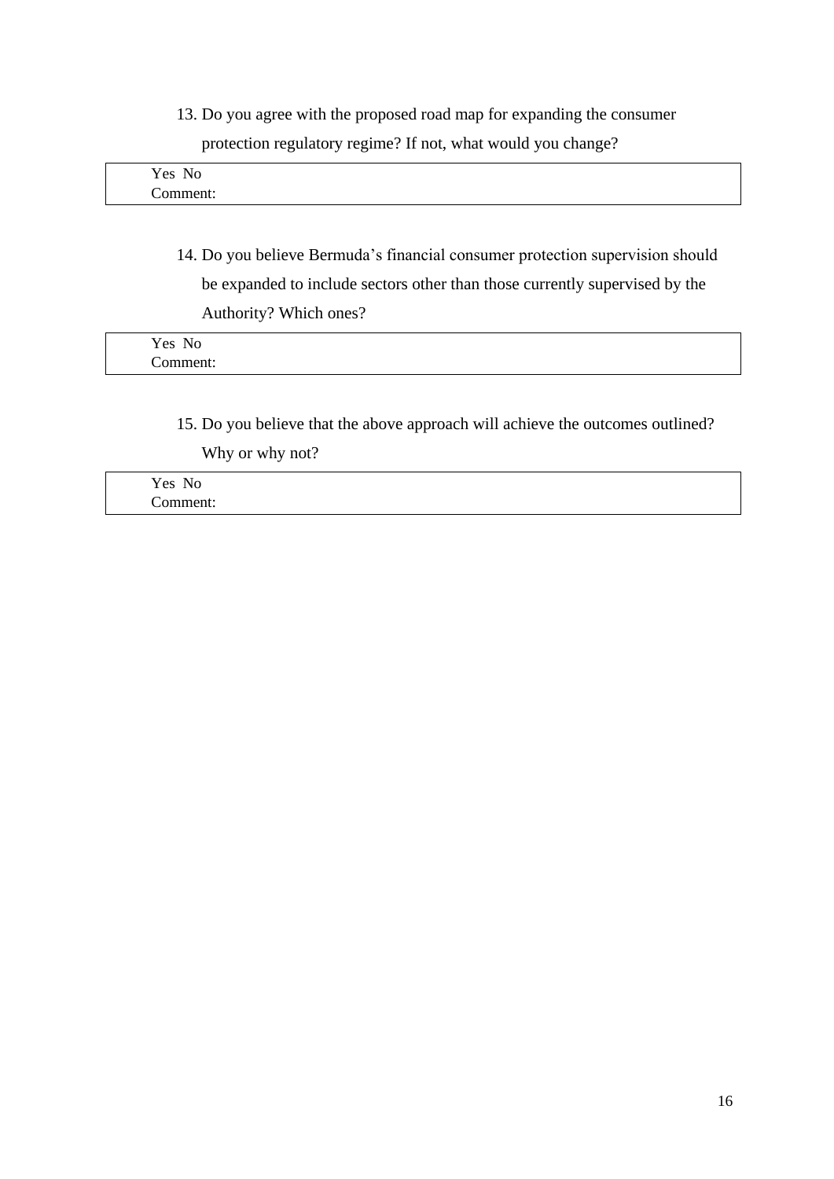13. Do you agree with the proposed road map for expanding the consumer protection regulatory regime? If not, what would you change?

| Yes No<br>Comment: |
|---|

14. Do you believe Bermuda's financial consumer protection supervision should be expanded to include sectors other than those currently supervised by the Authority? Which ones?

| Yes No<br>Comment: |
|---|

15. Do you believe that the above approach will achieve the outcomes outlined? Why or why not?

| Yes No<br>Comment: |
|---|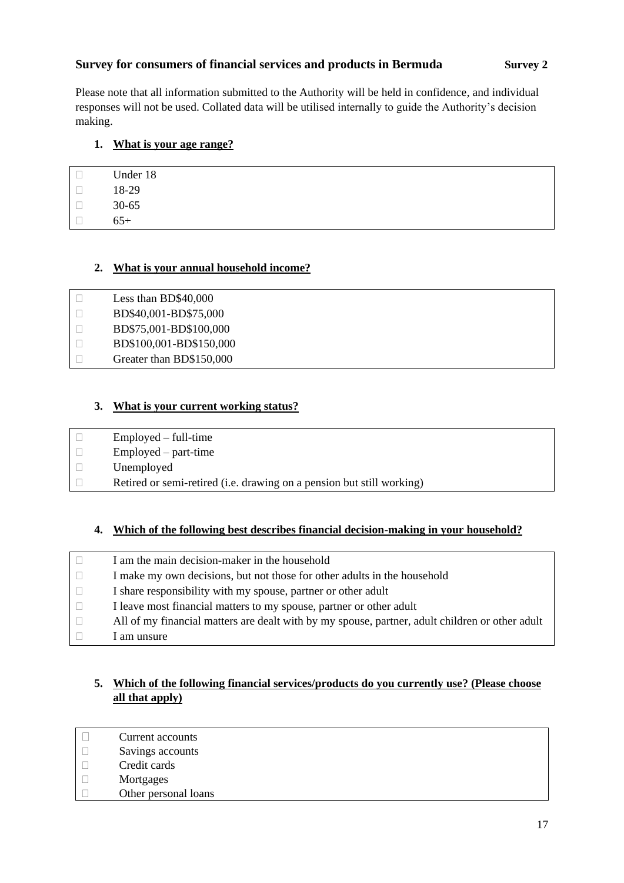**Survey for consumers of financial services and products in Bermuda** **Survey 2**

Please note that all information submitted to the Authority will be held in confidence, and individual responses will not be used. Collated data will be utilised internally to guide the Authority's decision making.

1. **<u>What is your age range?</u>**

- ☐ Under 18
- ☐ 18-29
- ☐ 30-65
- ☐ 65+

2. **<u>What is your annual household income?</u>**

- ☐ Less than BD$40,000
- ☐ BD$40,001-BD$75,000
- ☐ BD$75,001-BD$100,000
- ☐ BD$100,001-BD$150,000
- ☐ Greater than BD$150,000

3. **<u>What is your current working status?</u>**

- ☐ Employed – full-time
- ☐ Employed – part-time
- ☐ Unemployed
- ☐ Retired or semi-retired (i.e. drawing on a pension but still working)

4. **<u>Which of the following best describes financial decision-making in your household?</u>**

- ☐ I am the main decision-maker in the household
- ☐ I make my own decisions, but not those for other adults in the household
- ☐ I share responsibility with my spouse, partner or other adult
- ☐ I leave most financial matters to my spouse, partner or other adult
- ☐ All of my financial matters are dealt with by my spouse, partner, adult children or other adult
- ☐ I am unsure

5. **<u>Which of the following financial services/products do you currently use? (Please choose all that apply)</u>**

- ☐ Current accounts
- ☐ Savings accounts
- ☐ Credit cards
- ☐ Mortgages
- ☐ Other personal loans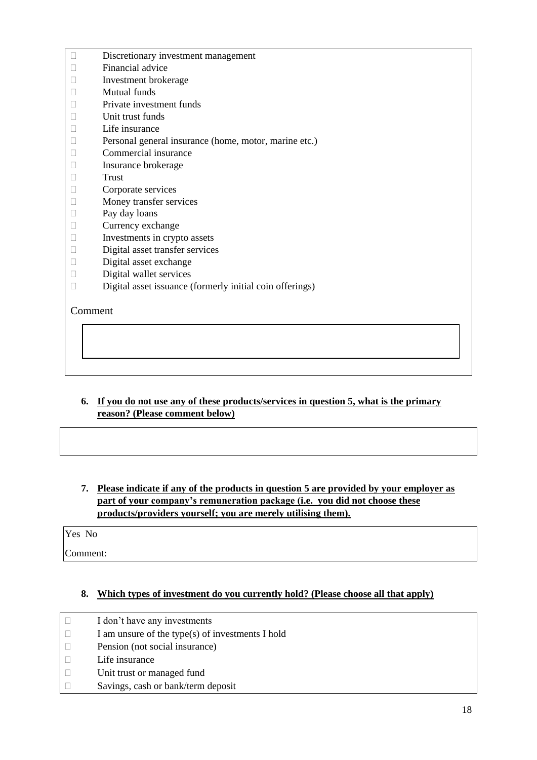- ☐ Discretionary investment management
- ☐ Financial advice
- ☐ Investment brokerage
- ☐ Mutual funds
- ☐ Private investment funds
- ☐ Unit trust funds
- ☐ Life insurance
- ☐ Personal general insurance (home, motor, marine etc.)
- ☐ Commercial insurance
- ☐ Insurance brokerage
- ☐ Trust
- ☐ Corporate services
- ☐ Money transfer services
- ☐ Pay day loans
- ☐ Currency exchange
- ☐ Investments in crypto assets
- ☐ Digital asset transfer services
- ☐ Digital asset exchange
- ☐ Digital wallet services
- ☐ Digital asset issuance (formerly initial coin offerings)

Comment

6. **If you do not use any of these products/services in question 5, what is the primary reason? (Please comment below)**

7. **Please indicate if any of the products in question 5 are provided by your employer as part of your company's remuneration package (i.e. you did not choose these products/providers yourself; you are merely utilising them).**

Yes No

Comment:

8. **Which types of investment do you currently hold? (Please choose all that apply)**

- ☐ I don't have any investments
- ☐ I am unsure of the type(s) of investments I hold
- ☐ Pension (not social insurance)
- ☐ Life insurance
- ☐ Unit trust or managed fund
- ☐ Savings, cash or bank/term deposit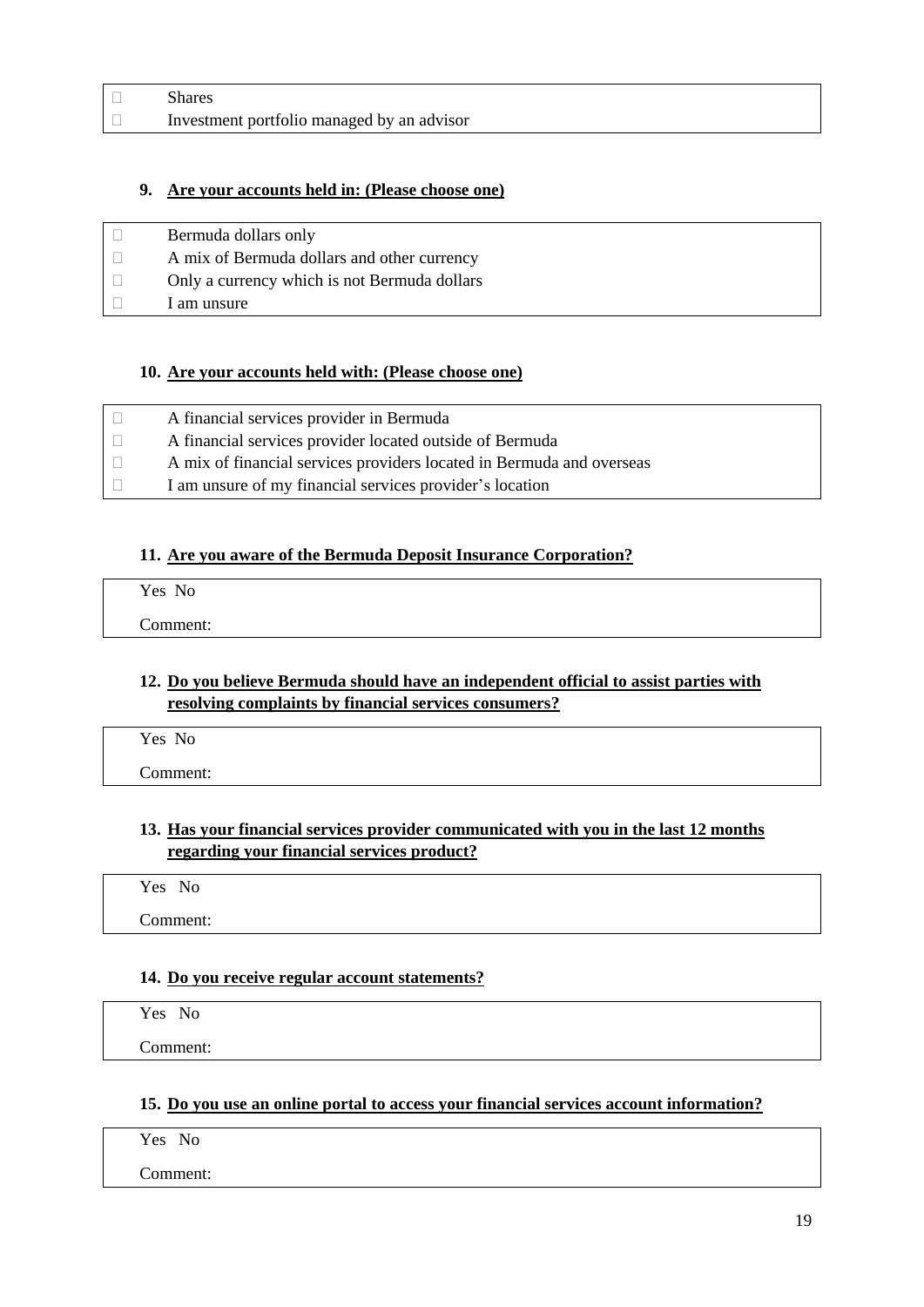- ☐ Shares
- ☐ Investment portfolio managed by an advisor

**9. Are your accounts held in: (Please choose one)**

- ☐ Bermuda dollars only
- ☐ A mix of Bermuda dollars and other currency
- ☐ Only a currency which is not Bermuda dollars
- ☐ I am unsure

**10. Are your accounts held with: (Please choose one)**

- ☐ A financial services provider in Bermuda
- ☐ A financial services provider located outside of Bermuda
- ☐ A mix of financial services providers located in Bermuda and overseas
- ☐ I am unsure of my financial services provider's location

**11. Are you aware of the Bermuda Deposit Insurance Corporation?**

Yes No

Comment:

**12. Do you believe Bermuda should have an independent official to assist parties with resolving complaints by financial services consumers?**

Yes No

Comment:

**13. Has your financial services provider communicated with you in the last 12 months regarding your financial services product?**

Yes No

Comment:

**14. Do you receive regular account statements?**

Yes No

Comment:

**15. Do you use an online portal to access your financial services account information?**

Yes No

Comment: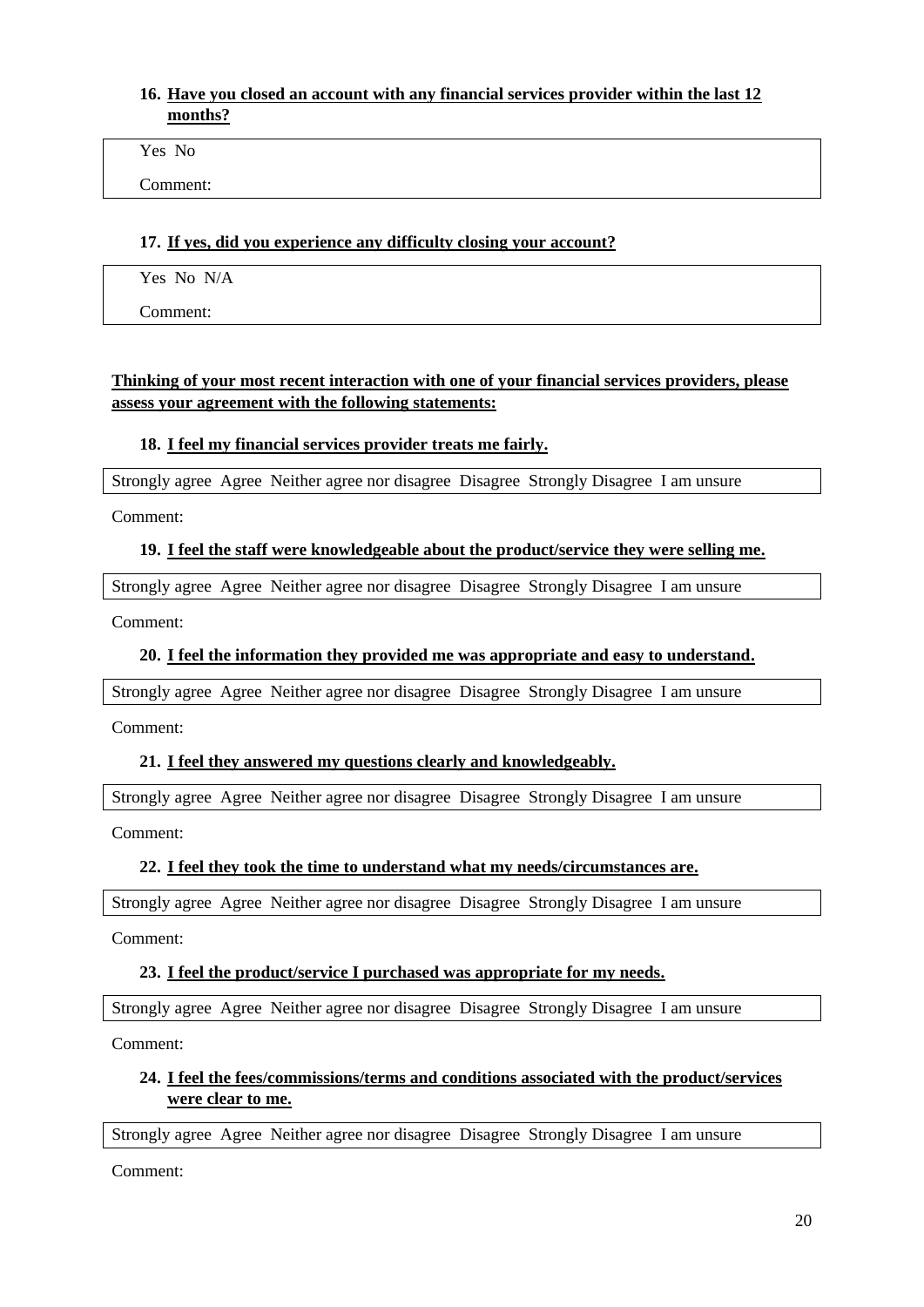16. **<u>Have you closed an account with any financial services provider within the last 12 months?</u>**

Yes No

Comment:

17. **<u>If yes, did you experience any difficulty closing your account?</u>**

Yes No N/A

Comment:

**<u>Thinking of your most recent interaction with one of your financial services providers, please assess your agreement with the following statements:</u>**

18. **<u>I feel my financial services provider treats me fairly.</u>**

Strongly agree Agree Neither agree nor disagree Disagree Strongly Disagree I am unsure

Comment:

19. **<u>I feel the staff were knowledgeable about the product/service they were selling me.</u>**

Strongly agree Agree Neither agree nor disagree Disagree Strongly Disagree I am unsure

Comment:

20. **<u>I feel the information they provided me was appropriate and easy to understand.</u>**

Strongly agree Agree Neither agree nor disagree Disagree Strongly Disagree I am unsure

Comment:

21. **<u>I feel they answered my questions clearly and knowledgeably.</u>**

Strongly agree Agree Neither agree nor disagree Disagree Strongly Disagree I am unsure

Comment:

22. **<u>I feel they took the time to understand what my needs/circumstances are.</u>**

Strongly agree Agree Neither agree nor disagree Disagree Strongly Disagree I am unsure

Comment:

23. **<u>I feel the product/service I purchased was appropriate for my needs.</u>**

Strongly agree Agree Neither agree nor disagree Disagree Strongly Disagree I am unsure

Comment:

24. **<u>I feel the fees/commissions/terms and conditions associated with the product/services were clear to me.</u>**

Strongly agree Agree Neither agree nor disagree Disagree Strongly Disagree I am unsure

Comment: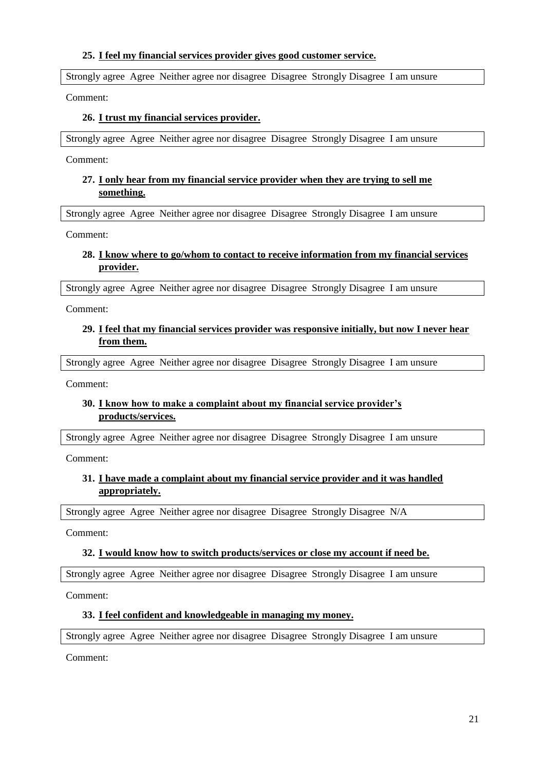25. **<u>I feel my financial services provider gives good customer service.</u>**

| Strongly agree  Agree  Neither agree nor disagree  Disagree  Strongly Disagree  I am unsure |
|---|

Comment:

26. **<u>I trust my financial services provider.</u>**

| Strongly agree  Agree  Neither agree nor disagree  Disagree  Strongly Disagree  I am unsure |
|---|

Comment:

27. **<u>I only hear from my financial service provider when they are trying to sell me something.</u>**

| Strongly agree  Agree  Neither agree nor disagree  Disagree  Strongly Disagree  I am unsure |
|---|

Comment:

28. **<u>I know where to go/whom to contact to receive information from my financial services provider.</u>**

| Strongly agree  Agree  Neither agree nor disagree  Disagree  Strongly Disagree  I am unsure |
|---|

Comment:

29. **<u>I feel that my financial services provider was responsive initially, but now I never hear from them.</u>**

| Strongly agree  Agree  Neither agree nor disagree  Disagree  Strongly Disagree  I am unsure |
|---|

Comment:

30. **<u>I know how to make a complaint about my financial service provider's products/services.</u>**

| Strongly agree  Agree  Neither agree nor disagree  Disagree  Strongly Disagree  I am unsure |
|---|

Comment:

31. **<u>I have made a complaint about my financial service provider and it was handled appropriately.</u>**

| Strongly agree  Agree  Neither agree nor disagree  Disagree  Strongly Disagree  N/A |
|---|

Comment:

32. **<u>I would know how to switch products/services or close my account if need be.</u>**

| Strongly agree  Agree  Neither agree nor disagree  Disagree  Strongly Disagree  I am unsure |
|---|

Comment:

33. **<u>I feel confident and knowledgeable in managing my money.</u>**

| Strongly agree  Agree  Neither agree nor disagree  Disagree  Strongly Disagree  I am unsure |
|---|

Comment: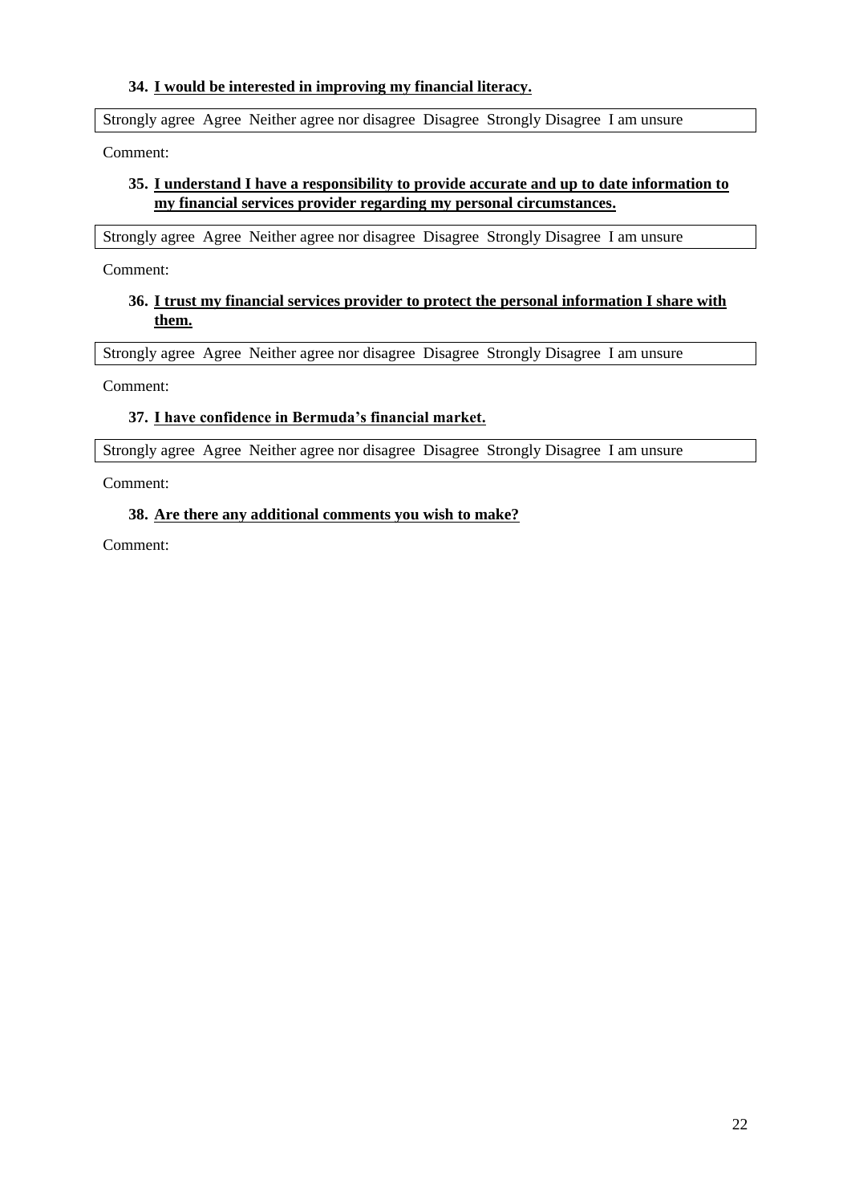**34. I would be interested in improving my financial literacy.**

| |
|---|
| Strongly agree  Agree  Neither agree nor disagree  Disagree  Strongly Disagree  I am unsure |

Comment:

**35. I understand I have a responsibility to provide accurate and up to date information to my financial services provider regarding my personal circumstances.**

| |
|---|
| Strongly agree  Agree  Neither agree nor disagree  Disagree  Strongly Disagree  I am unsure |

Comment:

**36. I trust my financial services provider to protect the personal information I share with them.**

| |
|---|
| Strongly agree  Agree  Neither agree nor disagree  Disagree  Strongly Disagree  I am unsure |

Comment:

**37. I have confidence in Bermuda's financial market.**

| |
|---|
| Strongly agree  Agree  Neither agree nor disagree  Disagree  Strongly Disagree  I am unsure |

Comment:

**38. Are there any additional comments you wish to make?**

Comment: